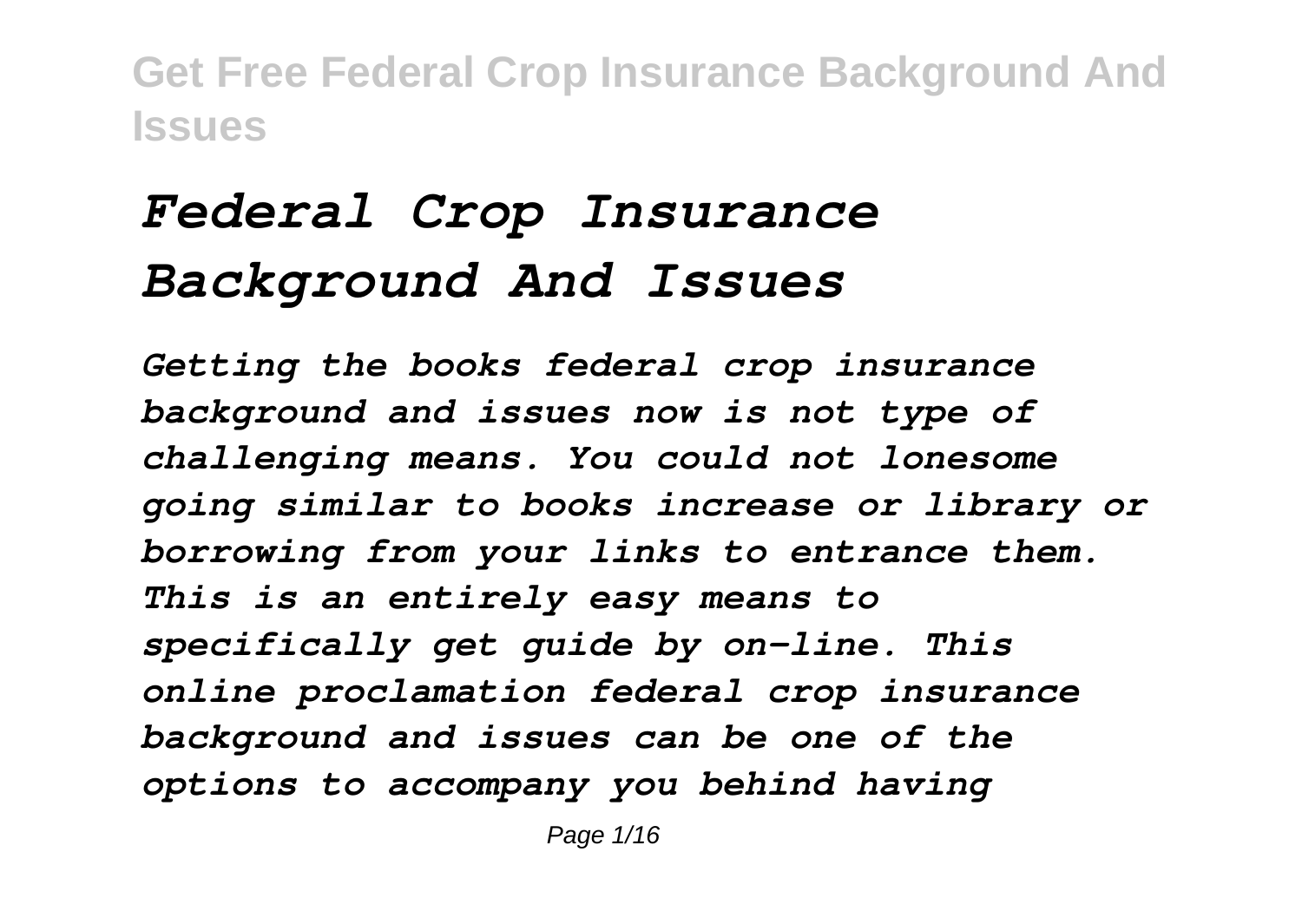# *Federal Crop Insurance Background And Issues*

*Getting the books federal crop insurance background and issues now is not type of challenging means. You could not lonesome going similar to books increase or library or borrowing from your links to entrance them. This is an entirely easy means to specifically get guide by on-line. This online proclamation federal crop insurance background and issues can be one of the options to accompany you behind having*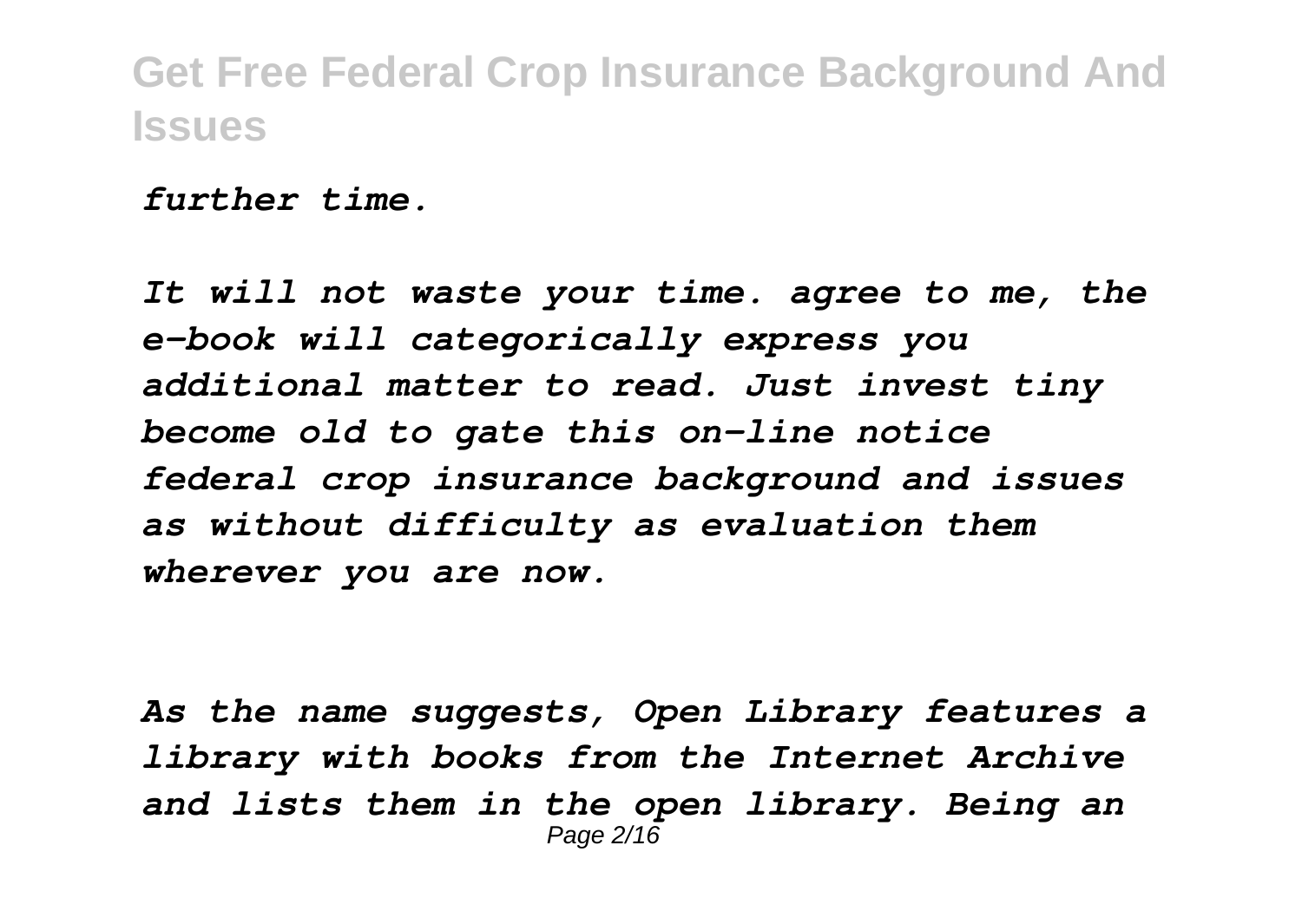*further time.*

*It will not waste your time. agree to me, the e-book will categorically express you additional matter to read. Just invest tiny become old to gate this on-line notice federal crop insurance background and issues as without difficulty as evaluation them wherever you are now.*

*As the name suggests, Open Library features a library with books from the Internet Archive and lists them in the open library. Being an*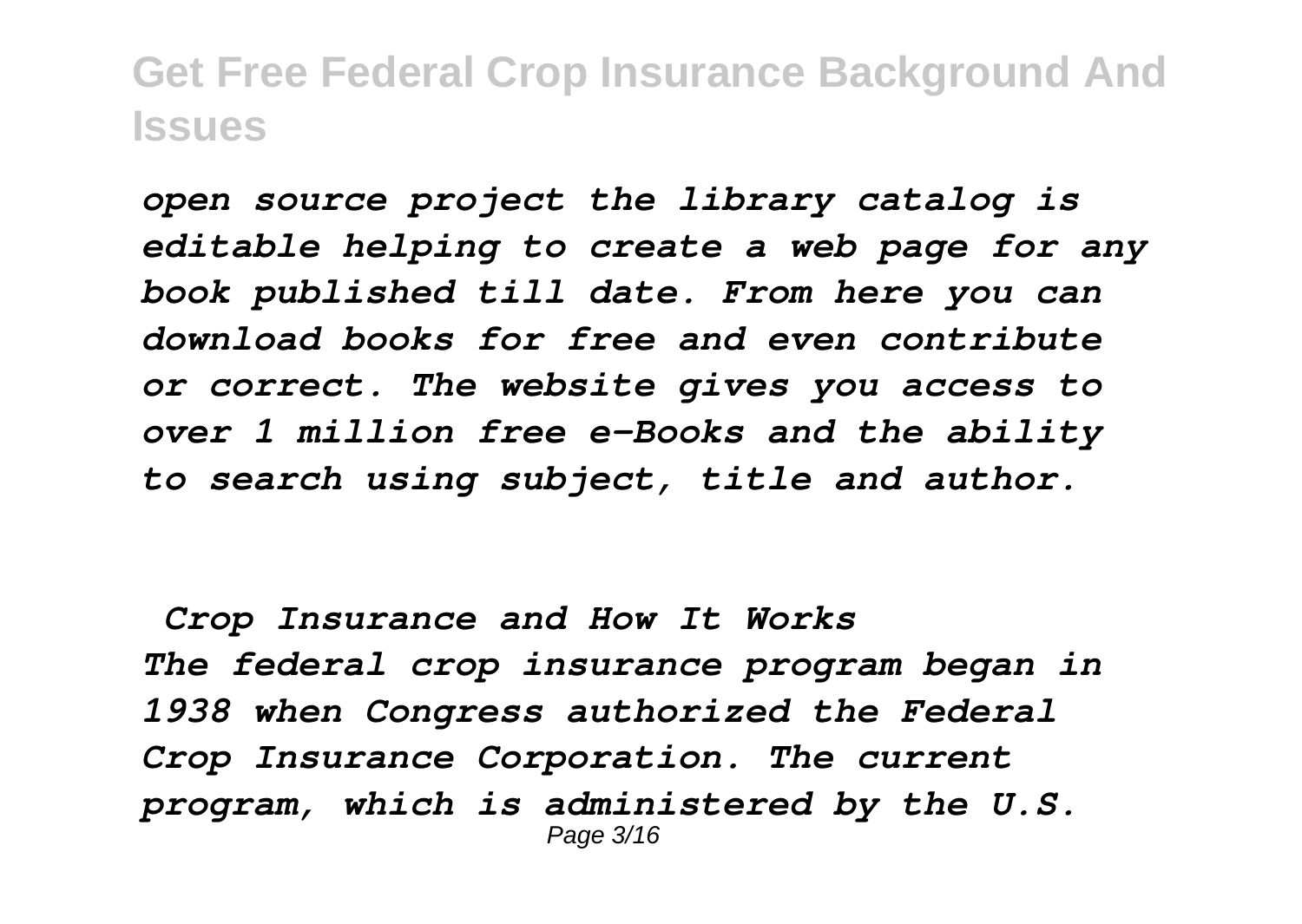*open source project the library catalog is editable helping to create a web page for any book published till date. From here you can download books for free and even contribute or correct. The website gives you access to over 1 million free e-Books and the ability to search using subject, title and author.*

## *Crop Insurance and How It Works*

*The federal crop insurance program began in 1938 when Congress authorized the Federal Crop Insurance Corporation. The current program, which is administered by the U.S.*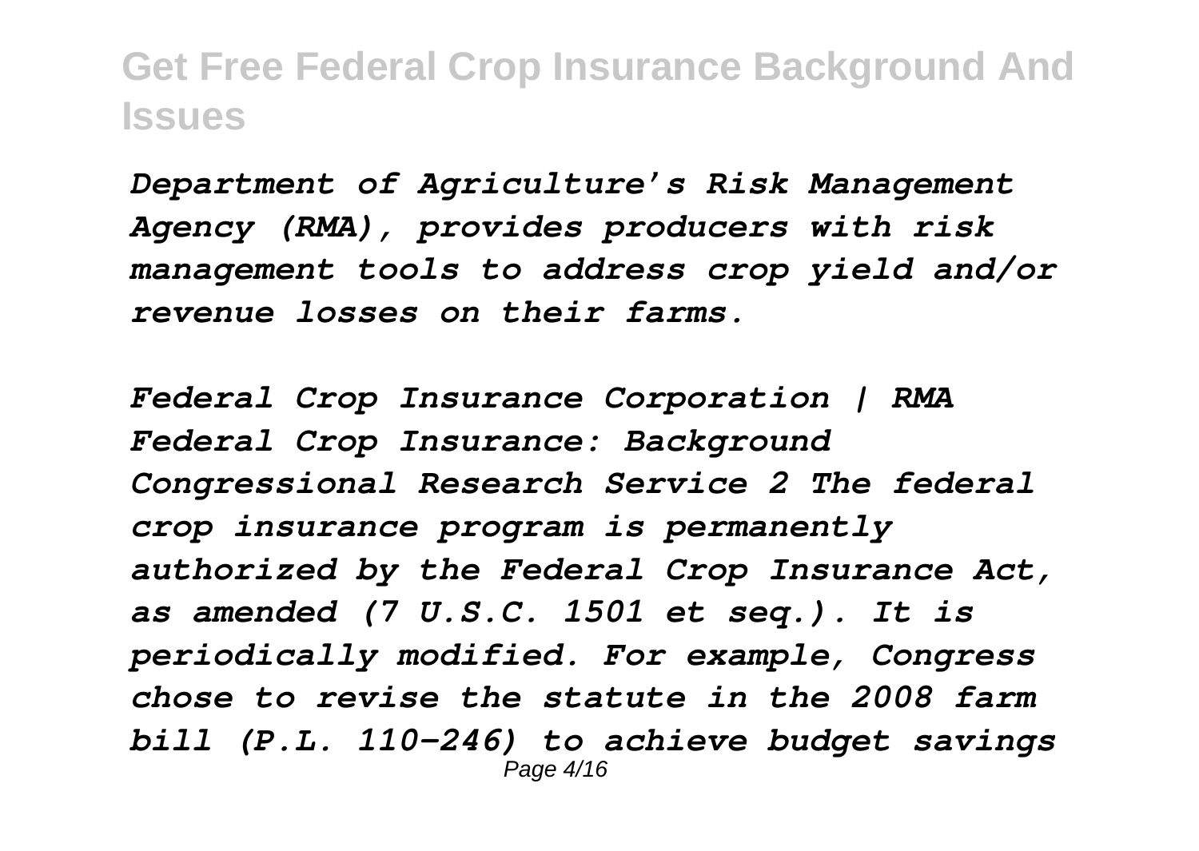*Department of Agriculture's Risk Management Agency (RMA), provides producers with risk management tools to address crop yield and/or revenue losses on their farms.*

*Federal Crop Insurance Corporation | RMA Federal Crop Insurance: Background Congressional Research Service 2 The federal crop insurance program is permanently authorized by the Federal Crop Insurance Act, as amended (7 U.S.C. 1501 et seq.). It is periodically modified. For example, Congress chose to revise the statute in the 2008 farm bill (P.L. 110-246) to achieve budget savings*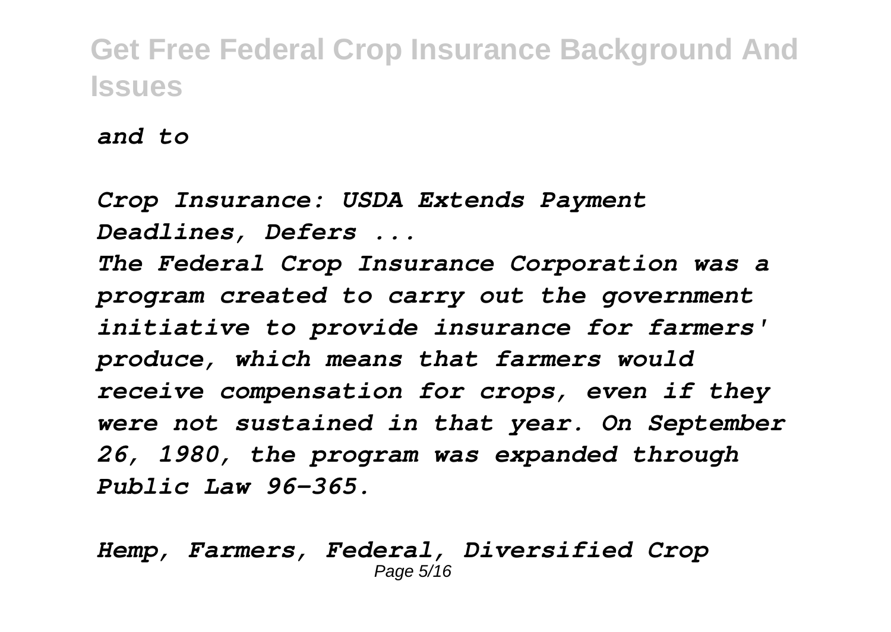*and to*

*Crop Insurance: USDA Extends Payment Deadlines, Defers ...*

*The Federal Crop Insurance Corporation was a program created to carry out the government initiative to provide insurance for farmers' produce, which means that farmers would receive compensation for crops, even if they were not sustained in that year. On September 26, 1980, the program was expanded through Public Law 96-365.*

*Hemp, Farmers, Federal, Diversified Crop*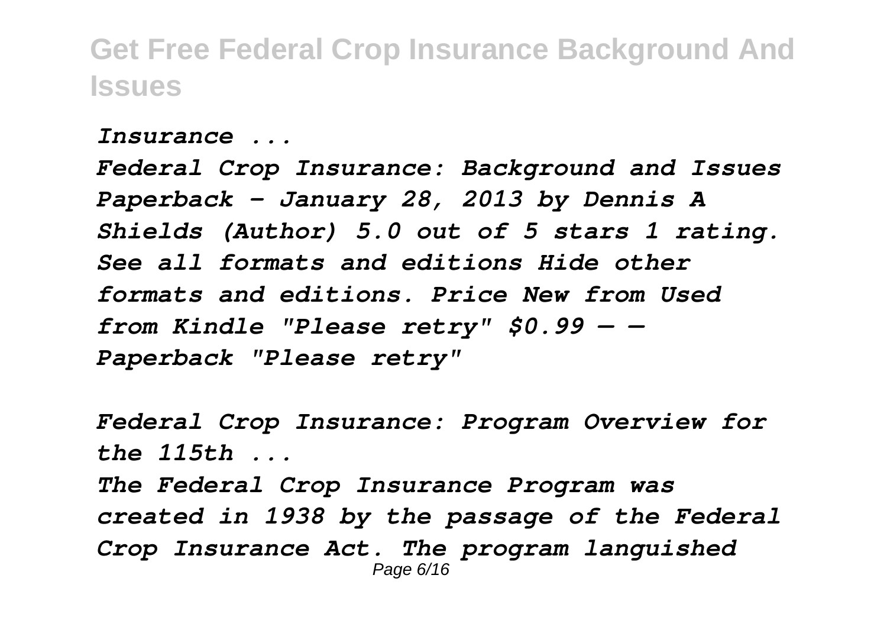*Insurance ...*

*Federal Crop Insurance: Background and Issues Paperback – January 28, 2013 by Dennis A Shields (Author) 5.0 out of 5 stars 1 rating. See all formats and editions Hide other formats and editions. Price New from Used from Kindle "Please retry" $0.99 — — Paperback "Please retry"*

*Federal Crop Insurance: Program Overview for the 115th ...*

*The Federal Crop Insurance Program was created in 1938 by the passage of the Federal Crop Insurance Act. The program languished*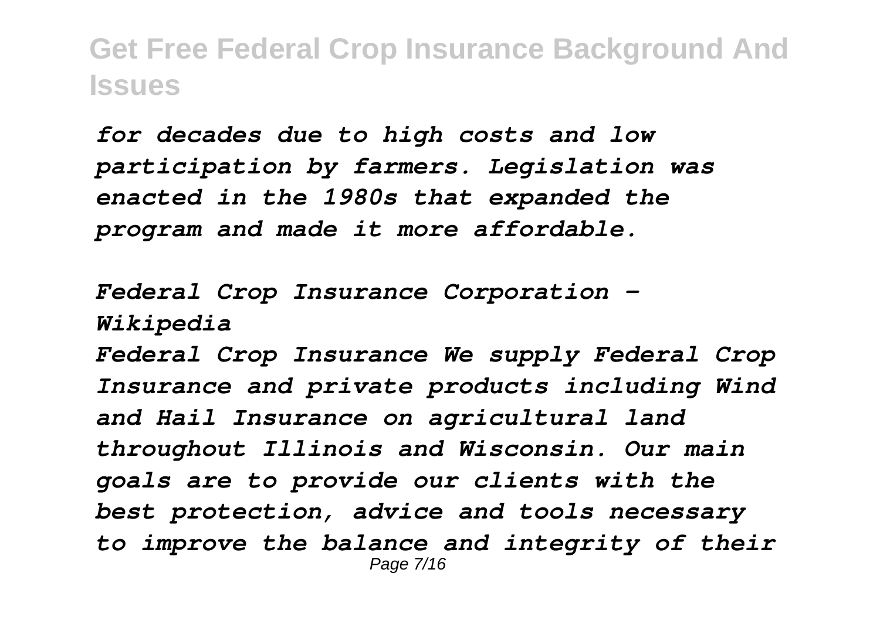*for decades due to high costs and low participation by farmers. Legislation was enacted in the 1980s that expanded the program and made it more affordable.*

*Federal Crop Insurance Corporation - Wikipedia*

*Federal Crop Insurance We supply Federal Crop Insurance and private products including Wind and Hail Insurance on agricultural land throughout Illinois and Wisconsin. Our main goals are to provide our clients with the best protection, advice and tools necessary to improve the balance and integrity of their*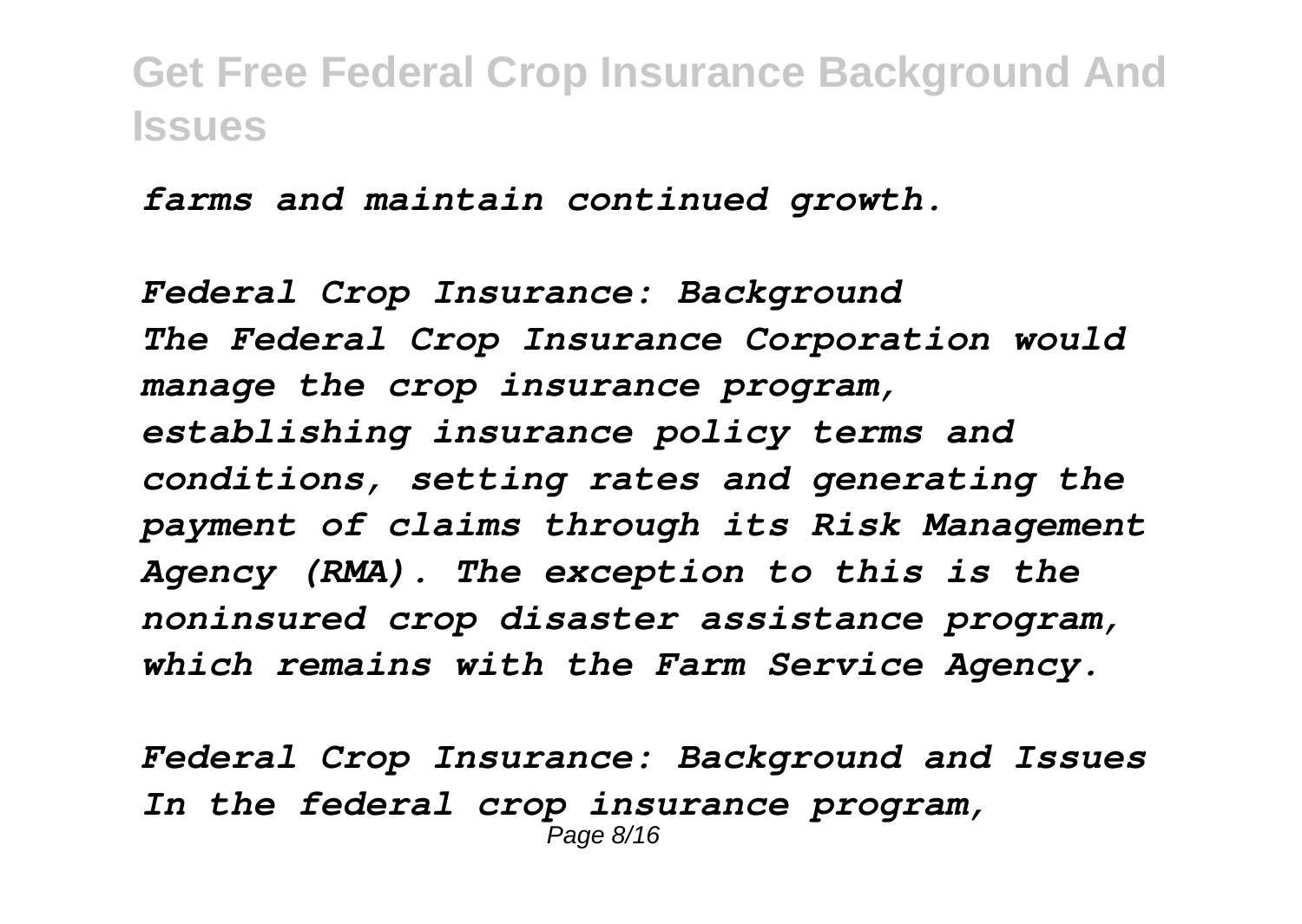*farms and maintain continued growth.*

*Federal Crop Insurance: Background*
*The Federal Crop Insurance Corporation would manage the crop insurance program, establishing insurance policy terms and conditions, setting rates and generating the payment of claims through its Risk Management Agency (RMA). The exception to this is the noninsured crop disaster assistance program, which remains with the Farm Service Agency.*

*Federal Crop Insurance: Background and Issues*
*In the federal crop insurance program,*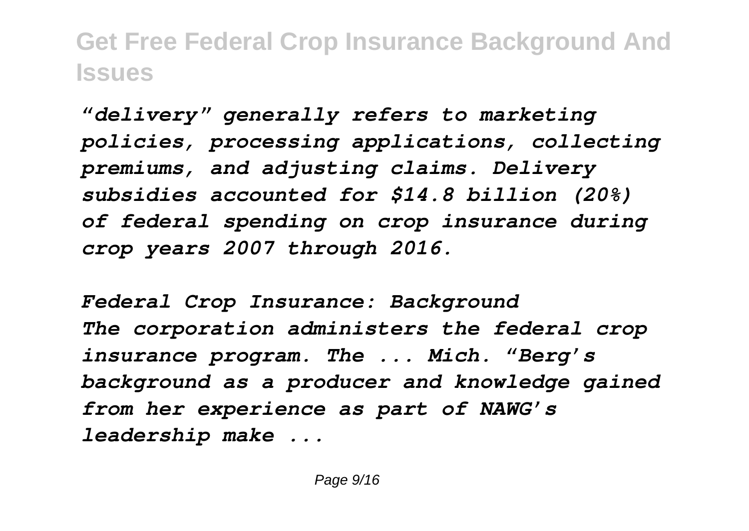*"delivery" generally refers to marketing policies, processing applications, collecting premiums, and adjusting claims. Delivery subsidies accounted for $14.8 billion (20%) of federal spending on crop insurance during crop years 2007 through 2016.*

*Federal Crop Insurance: Background*

*The corporation administers the federal crop insurance program. The ... Mich. "Berg's background as a producer and knowledge gained from her experience as part of NAWG's leadership make ...*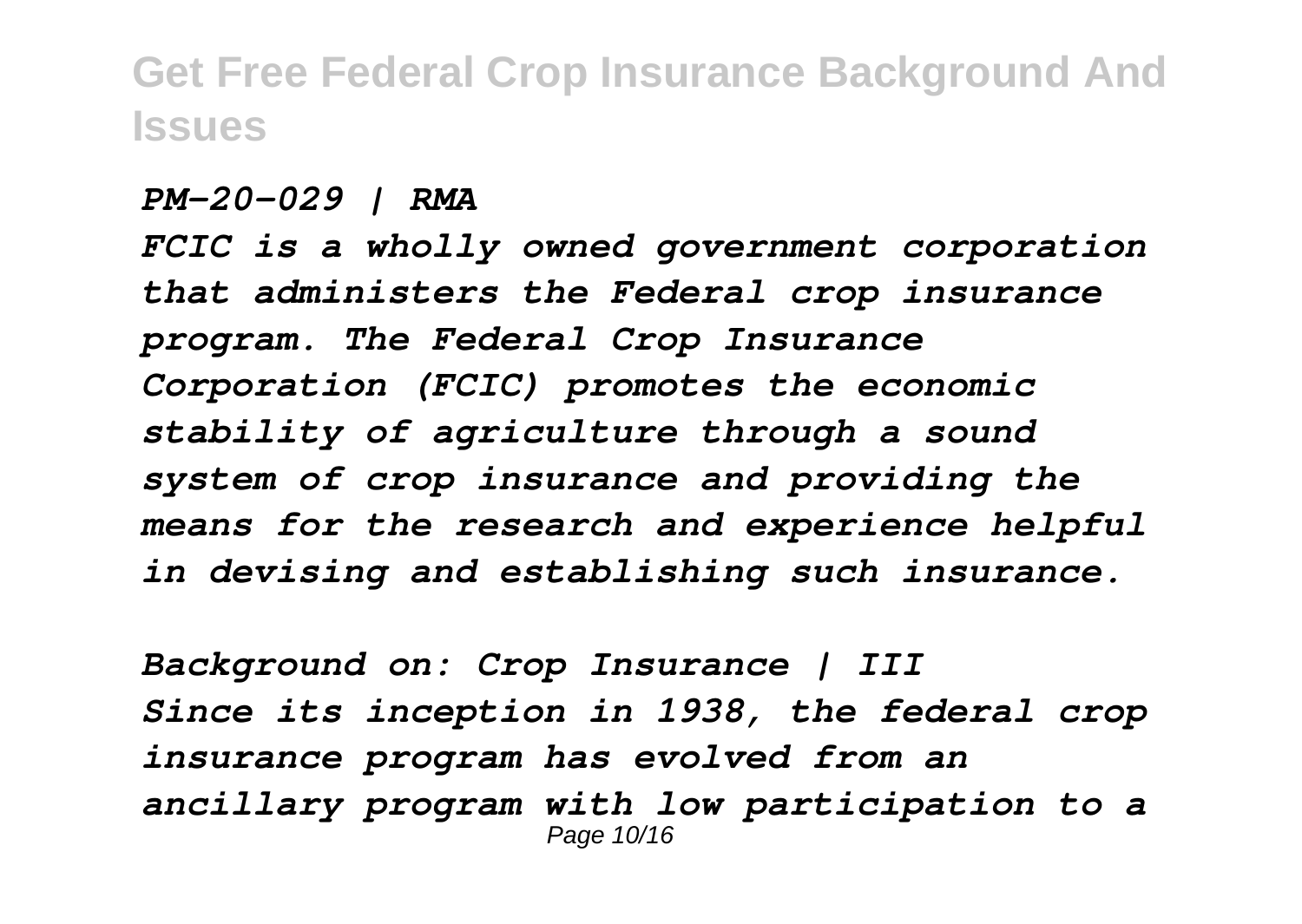*PM-20-029 | RMA*

*FCIC is a wholly owned government corporation that administers the Federal crop insurance program. The Federal Crop Insurance Corporation (FCIC) promotes the economic stability of agriculture through a sound system of crop insurance and providing the means for the research and experience helpful in devising and establishing such insurance.*

*Background on: Crop Insurance | III*

*Since its inception in 1938, the federal crop insurance program has evolved from an ancillary program with low participation to a*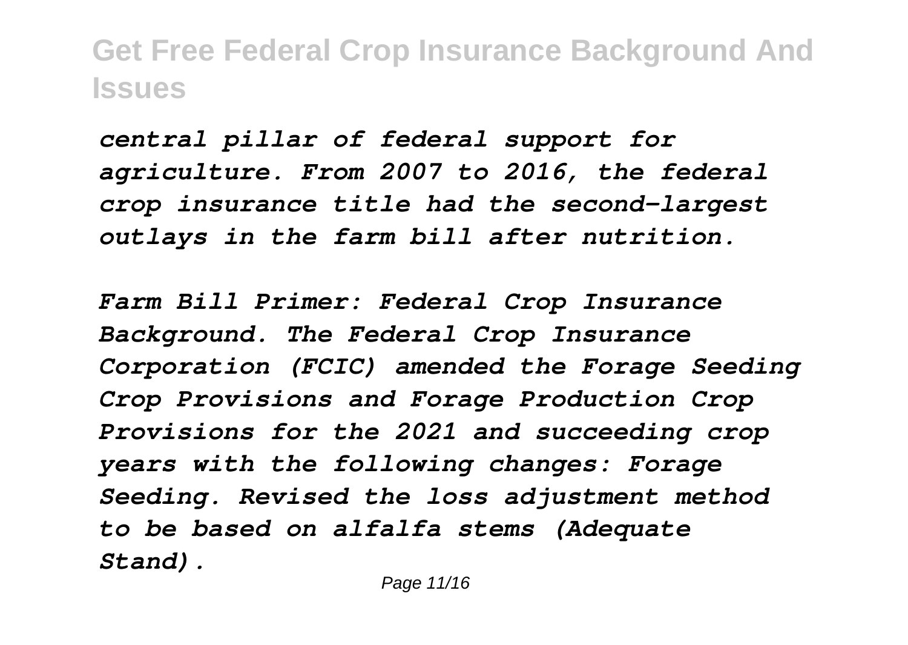*central pillar of federal support for agriculture. From 2007 to 2016, the federal crop insurance title had the second-largest outlays in the farm bill after nutrition.*

*Farm Bill Primer: Federal Crop Insurance Background. The Federal Crop Insurance Corporation (FCIC) amended the Forage Seeding Crop Provisions and Forage Production Crop Provisions for the 2021 and succeeding crop years with the following changes: Forage Seeding. Revised the loss adjustment method to be based on alfalfa stems (Adequate Stand).*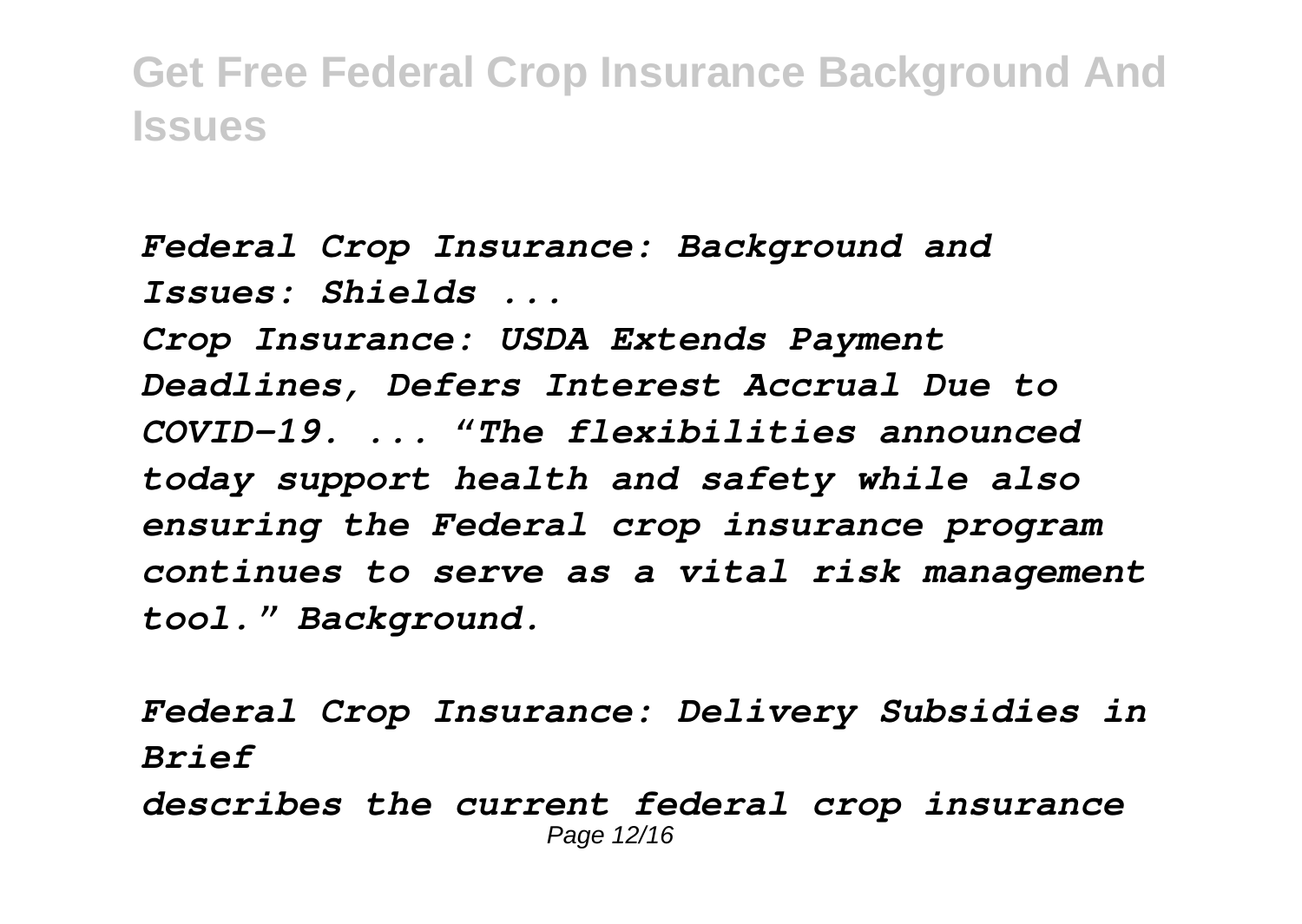***Federal Crop Insurance: Background and Issues: Shields ...***

***Crop Insurance: USDA Extends Payment Deadlines, Defers Interest Accrual Due to COVID-19. ... "The flexibilities announced today support health and safety while also ensuring the Federal crop insurance program continues to serve as a vital risk management tool." Background.***

***Federal Crop Insurance: Delivery Subsidies in Brief***

***describes the current federal crop insurance***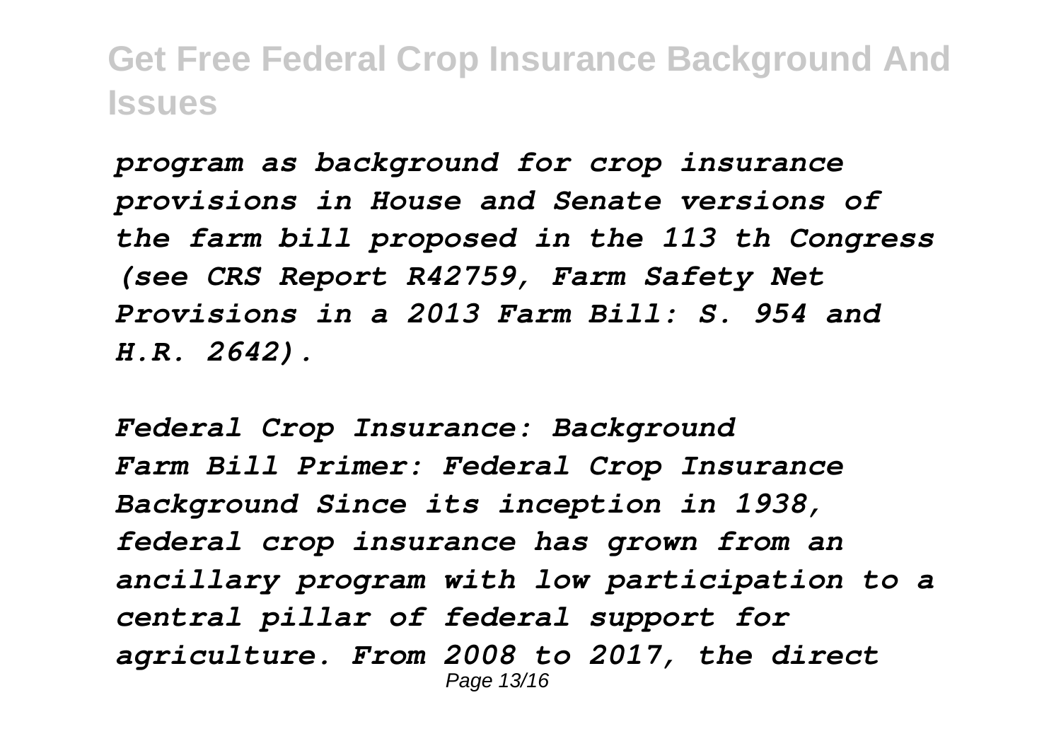*program as background for crop insurance provisions in House and Senate versions of the farm bill proposed in the 113 th Congress (see CRS Report R42759, Farm Safety Net Provisions in a 2013 Farm Bill: S. 954 and H.R. 2642).*

*Federal Crop Insurance: Background*

*Farm Bill Primer: Federal Crop Insurance Background Since its inception in 1938, federal crop insurance has grown from an ancillary program with low participation to a central pillar of federal support for agriculture. From 2008 to 2017, the direct*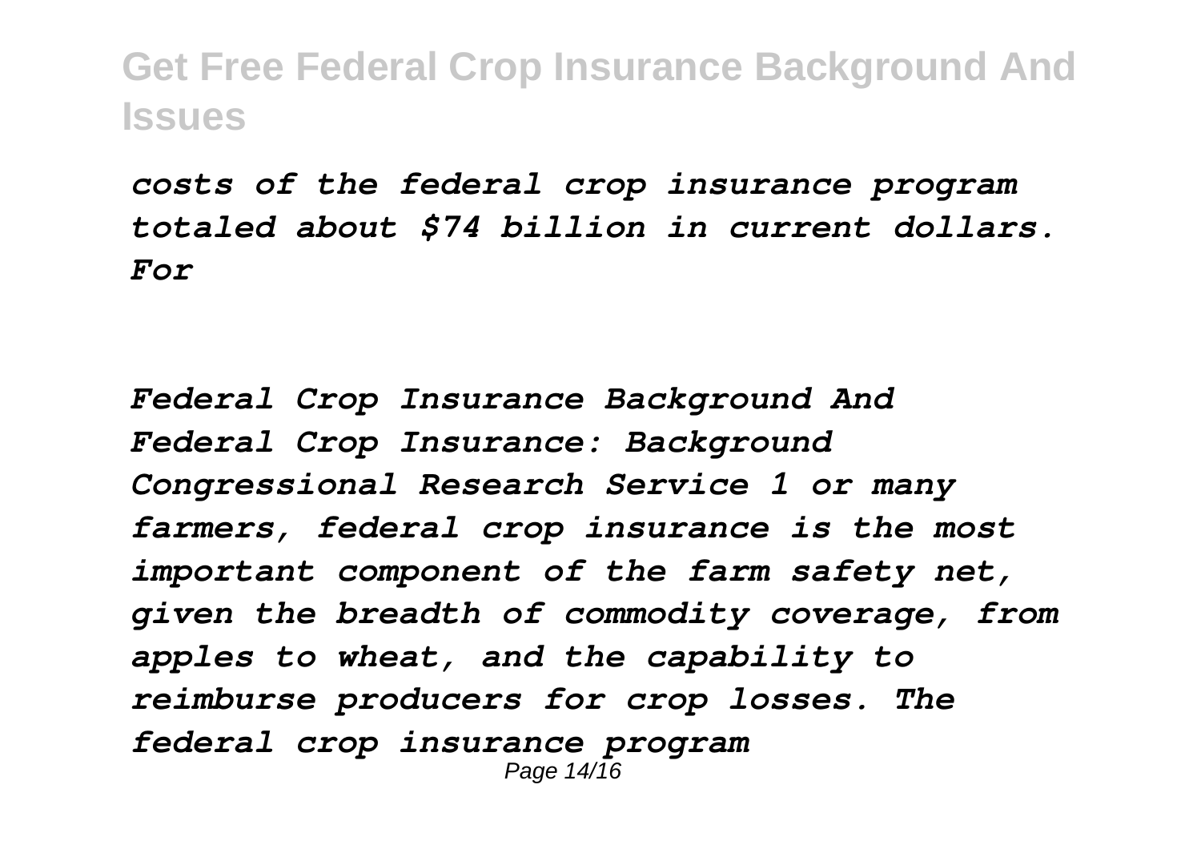*costs of the federal crop insurance program totaled about $74 billion in current dollars. For*

*Federal Crop Insurance Background And*
*Federal Crop Insurance: Background Congressional Research Service 1 or many farmers, federal crop insurance is the most important component of the farm safety net, given the breadth of commodity coverage, from apples to wheat, and the capability to reimburse producers for crop losses. The federal crop insurance program*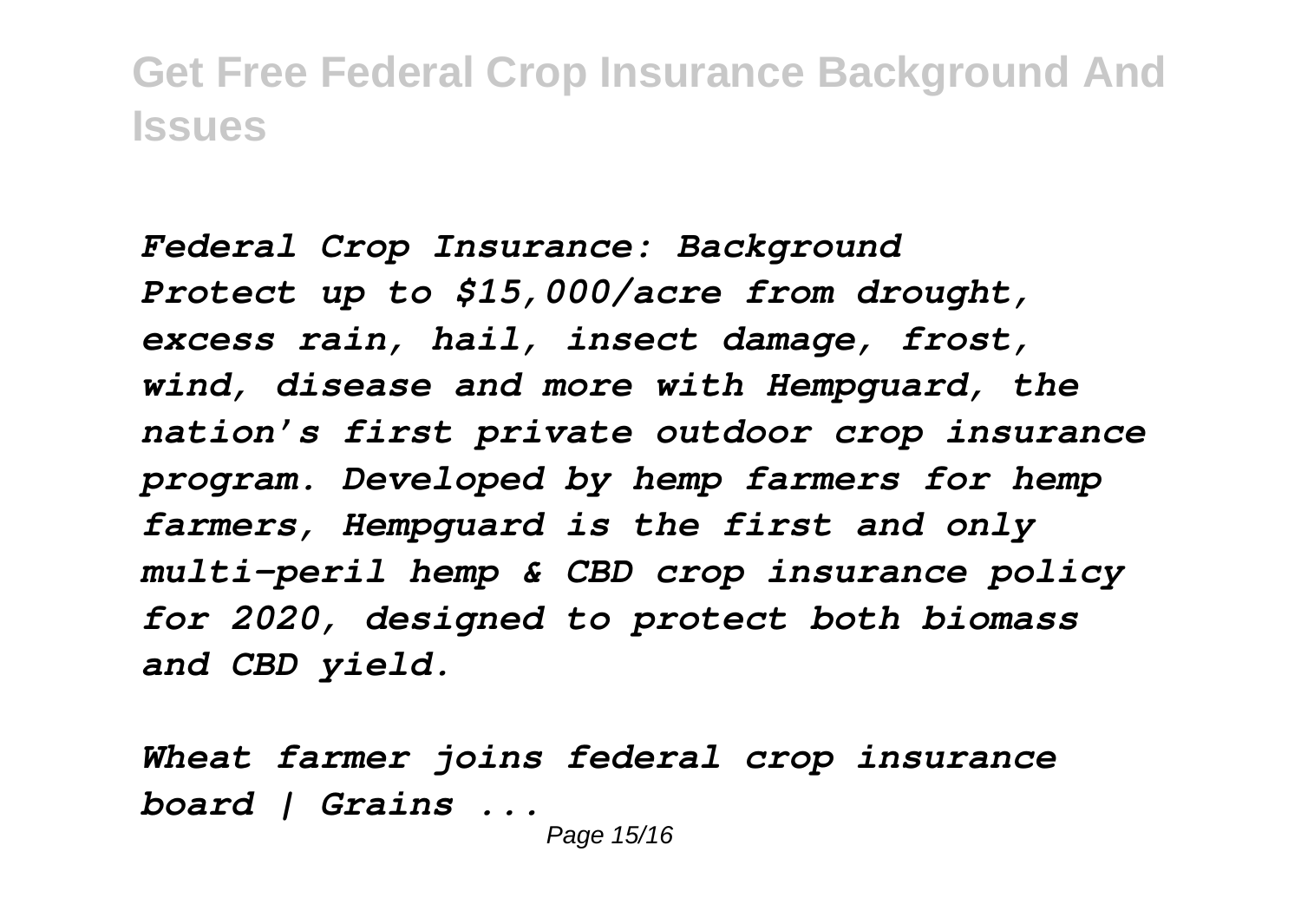*Federal Crop Insurance: Background*
*Protect up to $15,000/acre from drought, excess rain, hail, insect damage, frost, wind, disease and more with Hempguard, the nation's first private outdoor crop insurance program. Developed by hemp farmers for hemp farmers, Hempguard is the first and only multi-peril hemp & CBD crop insurance policy for 2020, designed to protect both biomass and CBD yield.*

*Wheat farmer joins federal crop insurance board | Grains ...*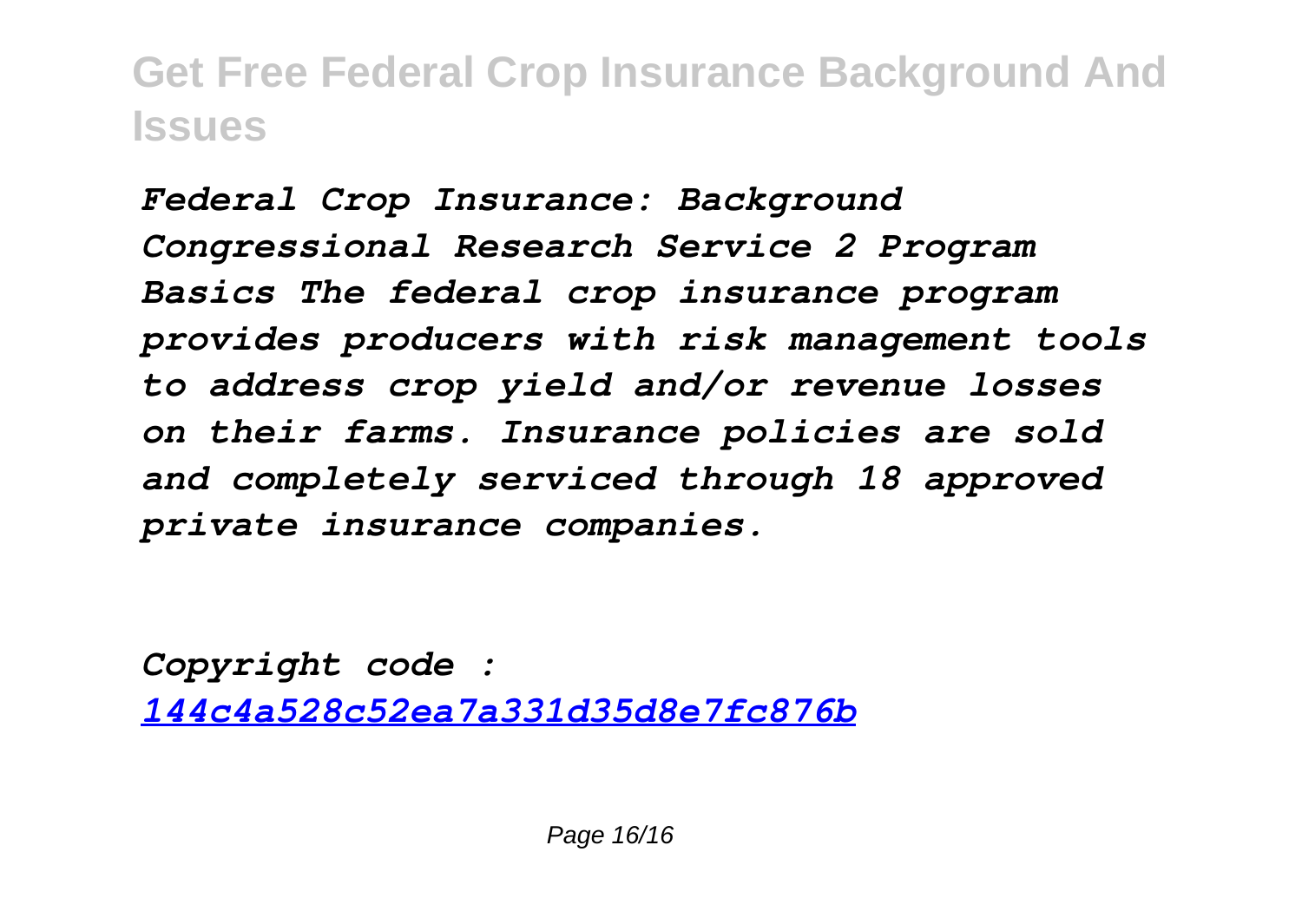*Federal Crop Insurance: Background Congressional Research Service 2 Program Basics The federal crop insurance program provides producers with risk management tools to address crop yield and/or revenue losses on their farms. Insurance policies are sold and completely serviced through 18 approved private insurance companies.*

*Copyright code : 144c4a528c52ea7a331d35d8e7fc876b*